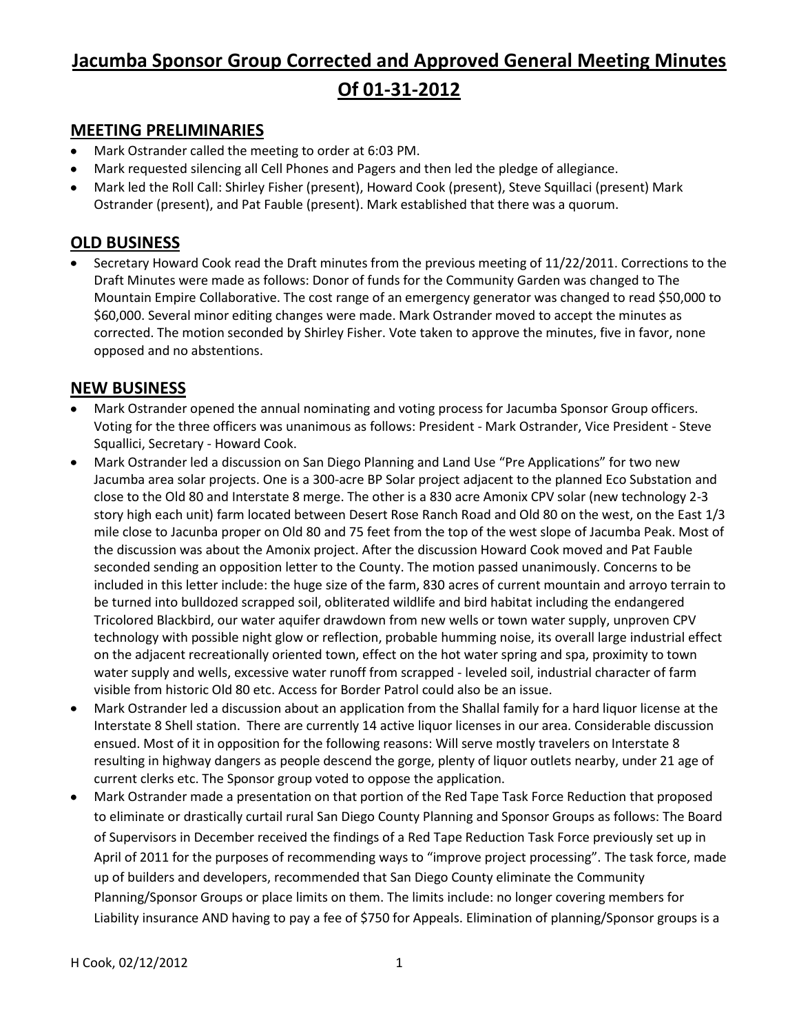# Jacumba Sponsor Group Corrected and Approved General Meeting Minutes Of 01-31-2012

## MEETING PRELIMINARIES

- Mark Ostrander called the meeting to order at 6:03 PM.
- Mark requested silencing all Cell Phones and Pagers and then led the pledge of allegiance.
- Mark led the Roll Call: Shirley Fisher (present), Howard Cook (present), Steve Squillaci (present) Mark Ostrander (present), and Pat Fauble (present). Mark established that there was a quorum.

## OLD BUSINESS

- Secretary Howard Cook read the Draft minutes from the previous meeting of 11/22/2011. Corrections to the Draft Minutes were made as follows: Donor of funds for the Community Garden was changed to The Mountain Empire Collaborative. The cost range of an emergency generator was changed to read $50,000 to $60,000. Several minor editing changes were made. Mark Ostrander moved to accept the minutes as corrected. The motion seconded by Shirley Fisher. Vote taken to approve the minutes, five in favor, none opposed and no abstentions.

## NEW BUSINESS

- Mark Ostrander opened the annual nominating and voting process for Jacumba Sponsor Group officers. Voting for the three officers was unanimous as follows: President - Mark Ostrander, Vice President - Steve Squallici, Secretary - Howard Cook.
- Mark Ostrander led a discussion on San Diego Planning and Land Use "Pre Applications" for two new Jacumba area solar projects. One is a 300-acre BP Solar project adjacent to the planned Eco Substation and close to the Old 80 and Interstate 8 merge. The other is a 830 acre Amonix CPV solar (new technology 2-3 story high each unit) farm located between Desert Rose Ranch Road and Old 80 on the west, on the East 1/3 mile close to Jacumba proper on Old 80 and 75 feet from the top of the west slope of Jacumba Peak. Most of the discussion was about the Amonix project. After the discussion Howard Cook moved and Pat Fauble seconded sending an opposition letter to the County. The motion passed unanimously. Concerns to be included in this letter include: the huge size of the farm, 830 acres of current mountain and arroyo terrain to be turned into bulldozed scrapped soil, obliterated wildlife and bird habitat including the endangered Tricolored Blackbird, our water aquifer drawdown from new wells or town water supply, unproven CPV technology with possible night glow or reflection, probable humming noise, its overall large industrial effect on the adjacent recreationally oriented town, effect on the hot water spring and spa, proximity to town water supply and wells, excessive water runoff from scrapped - leveled soil, industrial character of farm visible from historic Old 80 etc. Access for Border Patrol could also be an issue.
- Mark Ostrander led a discussion about an application from the Shallal family for a hard liquor license at the Interstate 8 Shell station. There are currently 14 active liquor licenses in our area. Considerable discussion ensued. Most of it in opposition for the following reasons: Will serve mostly travelers on Interstate 8 resulting in highway dangers as people descend the gorge, plenty of liquor outlets nearby, under 21 age of current clerks etc. The Sponsor group voted to oppose the application.
- Mark Ostrander made a presentation on that portion of the Red Tape Task Force Reduction that proposed to eliminate or drastically curtail rural San Diego County Planning and Sponsor Groups as follows: The Board of Supervisors in December received the findings of a Red Tape Reduction Task Force previously set up in April of 2011 for the purposes of recommending ways to "improve project processing". The task force, made up of builders and developers, recommended that San Diego County eliminate the Community Planning/Sponsor Groups or place limits on them. The limits include: no longer covering members for Liability insurance AND having to pay a fee of $750 for Appeals. Elimination of planning/Sponsor groups is a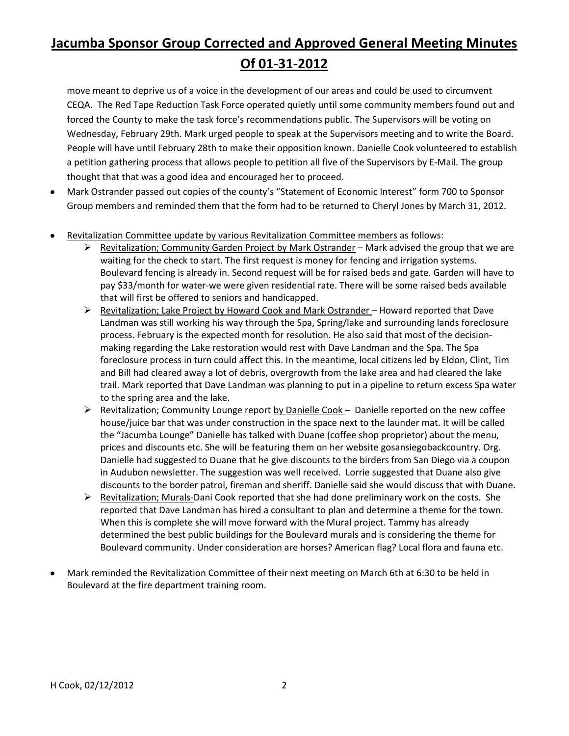# Jacumba Sponsor Group Corrected and Approved General Meeting Minutes Of 01-31-2012

move meant to deprive us of a voice in the development of our areas and could be used to circumvent CEQA. The Red Tape Reduction Task Force operated quietly until some community members found out and forced the County to make the task force's recommendations public. The Supervisors will be voting on Wednesday, February 29th. Mark urged people to speak at the Supervisors meeting and to write the Board. People will have until February 28th to make their opposition known. Danielle Cook volunteered to establish a petition gathering process that allows people to petition all five of the Supervisors by E-Mail. The group thought that that was a good idea and encouraged her to proceed.

- Mark Ostrander passed out copies of the county's "Statement of Economic Interest" form 700 to Sponsor Group members and reminded them that the form had to be returned to Cheryl Jones by March 31, 2012.

- Revitalization Committee update by various Revitalization Committee members as follows:
  - Revitalization; Community Garden Project by Mark Ostrander – Mark advised the group that we are waiting for the check to start. The first request is money for fencing and irrigation systems. Boulevard fencing is already in. Second request will be for raised beds and gate. Garden will have to pay $33/month for water-we were given residential rate. There will be some raised beds available that will first be offered to seniors and handicapped.
  - Revitalization; Lake Project by Howard Cook and Mark Ostrander – Howard reported that Dave Landman was still working his way through the Spa, Spring/lake and surrounding lands foreclosure process. February is the expected month for resolution. He also said that most of the decision-making regarding the Lake restoration would rest with Dave Landman and the Spa. The Spa foreclosure process in turn could affect this. In the meantime, local citizens led by Eldon, Clint, Tim and Bill had cleared away a lot of debris, overgrowth from the lake area and had cleared the lake trail. Mark reported that Dave Landman was planning to put in a pipeline to return excess Spa water to the spring area and the lake.
  - Revitalization; Community Lounge report by Danielle Cook – Danielle reported on the new coffee house/juice bar that was under construction in the space next to the launder mat. It will be called the "Jacumba Lounge" Danielle has talked with Duane (coffee shop proprietor) about the menu, prices and discounts etc. She will be featuring them on her website gosansiegobackcountry. Org. Danielle had suggested to Duane that he give discounts to the birders from San Diego via a coupon in Audubon newsletter. The suggestion was well received. Lorrie suggested that Duane also give discounts to the border patrol, fireman and sheriff. Danielle said she would discuss that with Duane.
  - Revitalization; Murals-Dani Cook reported that she had done preliminary work on the costs. She reported that Dave Landman has hired a consultant to plan and determine a theme for the town. When this is complete she will move forward with the Mural project. Tammy has already determined the best public buildings for the Boulevard murals and is considering the theme for Boulevard community. Under consideration are horses? American flag? Local flora and fauna etc.

- Mark reminded the Revitalization Committee of their next meeting on March 6th at 6:30 to be held in Boulevard at the fire department training room.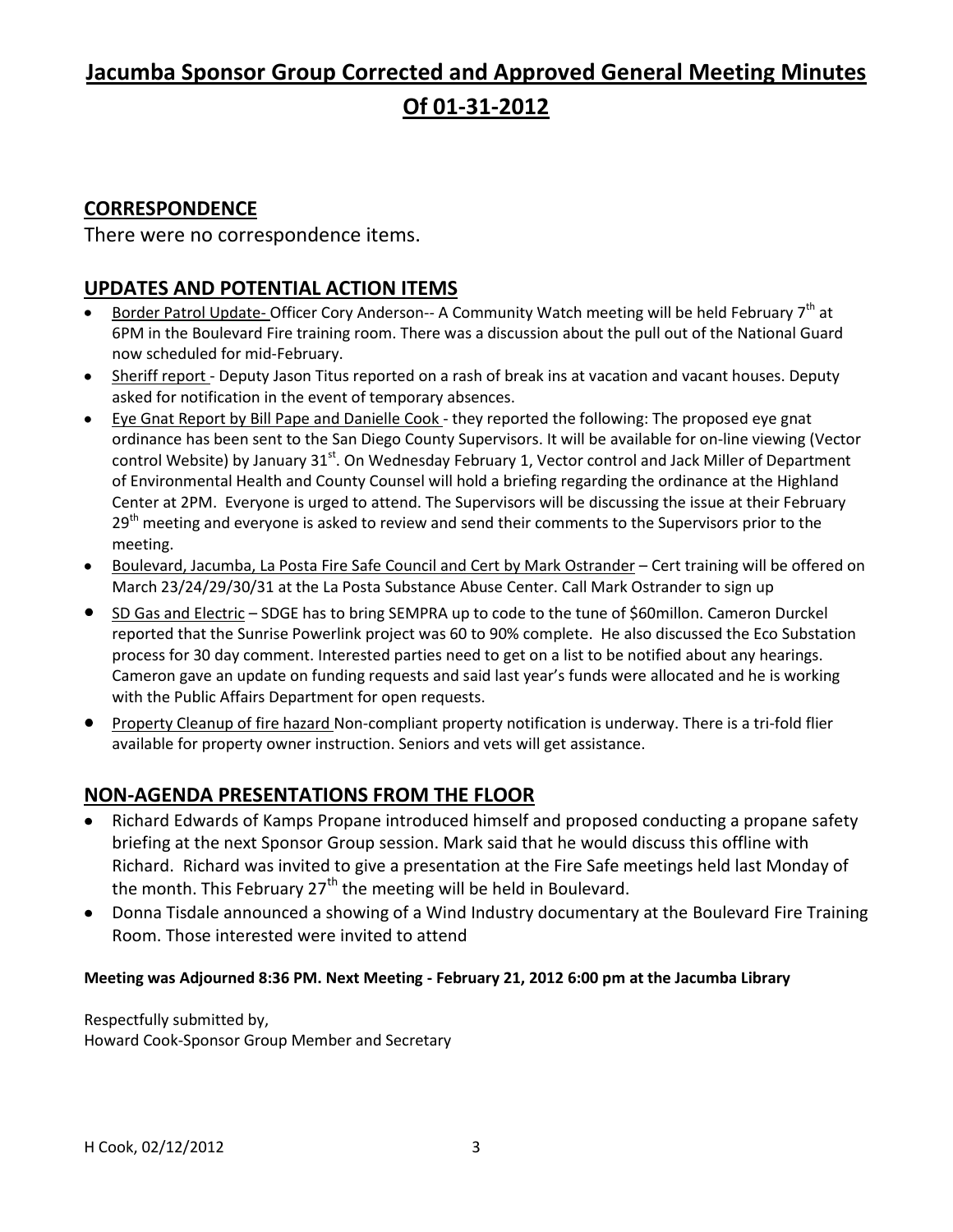# Jacumba Sponsor Group Corrected and Approved General Meeting Minutes Of 01-31-2012

## CORRESPONDENCE

There were no correspondence items.

## UPDATES AND POTENTIAL ACTION ITEMS

- Border Patrol Update- Officer Cory Anderson-- A Community Watch meeting will be held February 7th at 6PM in the Boulevard Fire training room. There was a discussion about the pull out of the National Guard now scheduled for mid-February.
- Sheriff report - Deputy Jason Titus reported on a rash of break ins at vacation and vacant houses. Deputy asked for notification in the event of temporary absences.
- Eye Gnat Report by Bill Pape and Danielle Cook - they reported the following: The proposed eye gnat ordinance has been sent to the San Diego County Supervisors. It will be available for on-line viewing (Vector control Website) by January 31st. On Wednesday February 1, Vector control and Jack Miller of Department of Environmental Health and County Counsel will hold a briefing regarding the ordinance at the Highland Center at 2PM. Everyone is urged to attend. The Supervisors will be discussing the issue at their February 29th meeting and everyone is asked to review and send their comments to the Supervisors prior to the meeting.
- Boulevard, Jacumba, La Posta Fire Safe Council and Cert by Mark Ostrander – Cert training will be offered on March 23/24/29/30/31 at the La Posta Substance Abuse Center. Call Mark Ostrander to sign up
- SD Gas and Electric – SDGE has to bring SEMPRA up to code to the tune of $60millon. Cameron Durckel reported that the Sunrise Powerlink project was 60 to 90% complete. He also discussed the Eco Substation process for 30 day comment. Interested parties need to get on a list to be notified about any hearings. Cameron gave an update on funding requests and said last year's funds were allocated and he is working with the Public Affairs Department for open requests.
- Property Cleanup of fire hazard Non-compliant property notification is underway. There is a tri-fold flier available for property owner instruction. Seniors and vets will get assistance.

## NON-AGENDA PRESENTATIONS FROM THE FLOOR

- Richard Edwards of Kamps Propane introduced himself and proposed conducting a propane safety briefing at the next Sponsor Group session. Mark said that he would discuss this offline with Richard. Richard was invited to give a presentation at the Fire Safe meetings held last Monday of the month. This February 27th the meeting will be held in Boulevard.
- Donna Tisdale announced a showing of a Wind Industry documentary at the Boulevard Fire Training Room. Those interested were invited to attend

**Meeting was Adjourned 8:36 PM. Next Meeting - February 21, 2012 6:00 pm at the Jacumba Library**

Respectfully submitted by,
Howard Cook-Sponsor Group Member and Secretary

H Cook, 02/12/2012